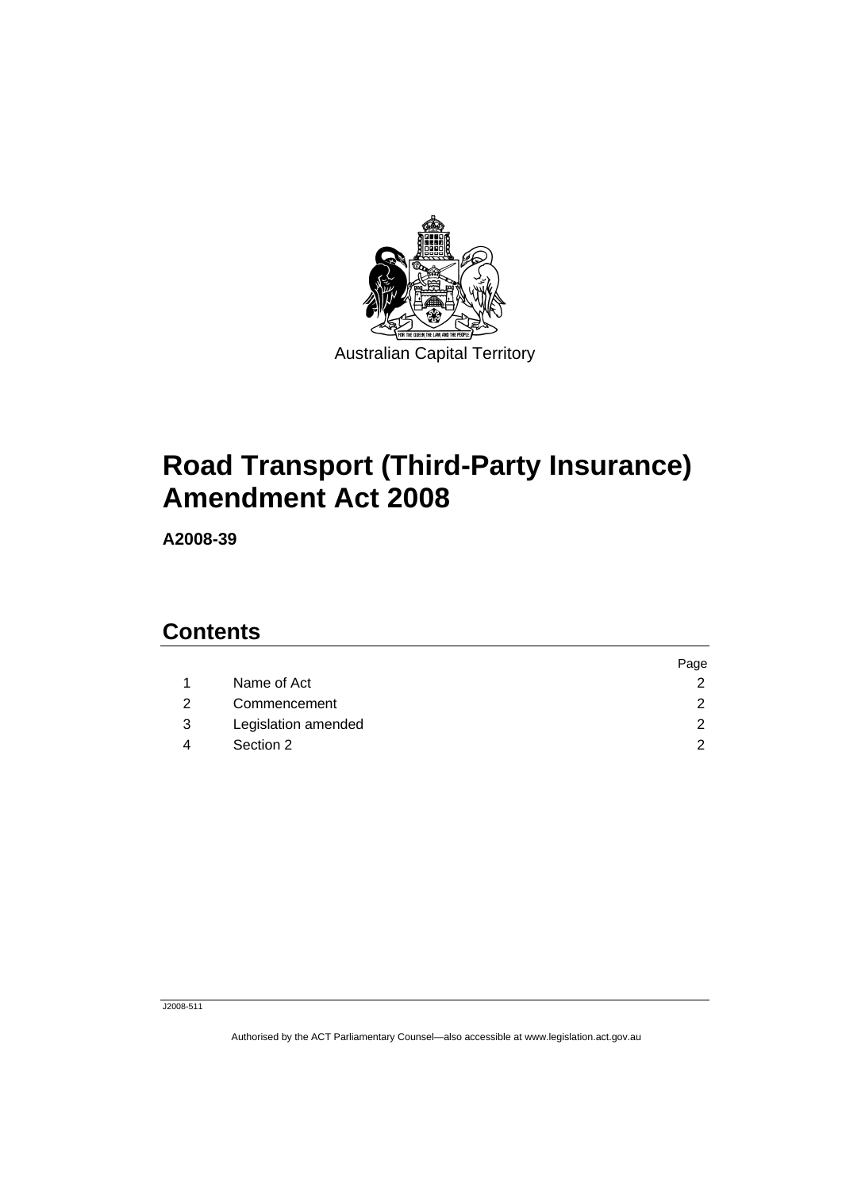Australian Capital Territory

# Road Transport (Third-Party Insurance) Amendment Act 2008

**A2008-39**

## Contents

| | | Page |
|---|---|---|
| 1 | Name of Act | 2 |
| 2 | Commencement | 2 |
| 3 | Legislation amended | 2 |
| 4 | Section 2 | 2 |

J2008-511

Authorised by the ACT Parliamentary Counsel—also accessible at www.legislation.act.gov.au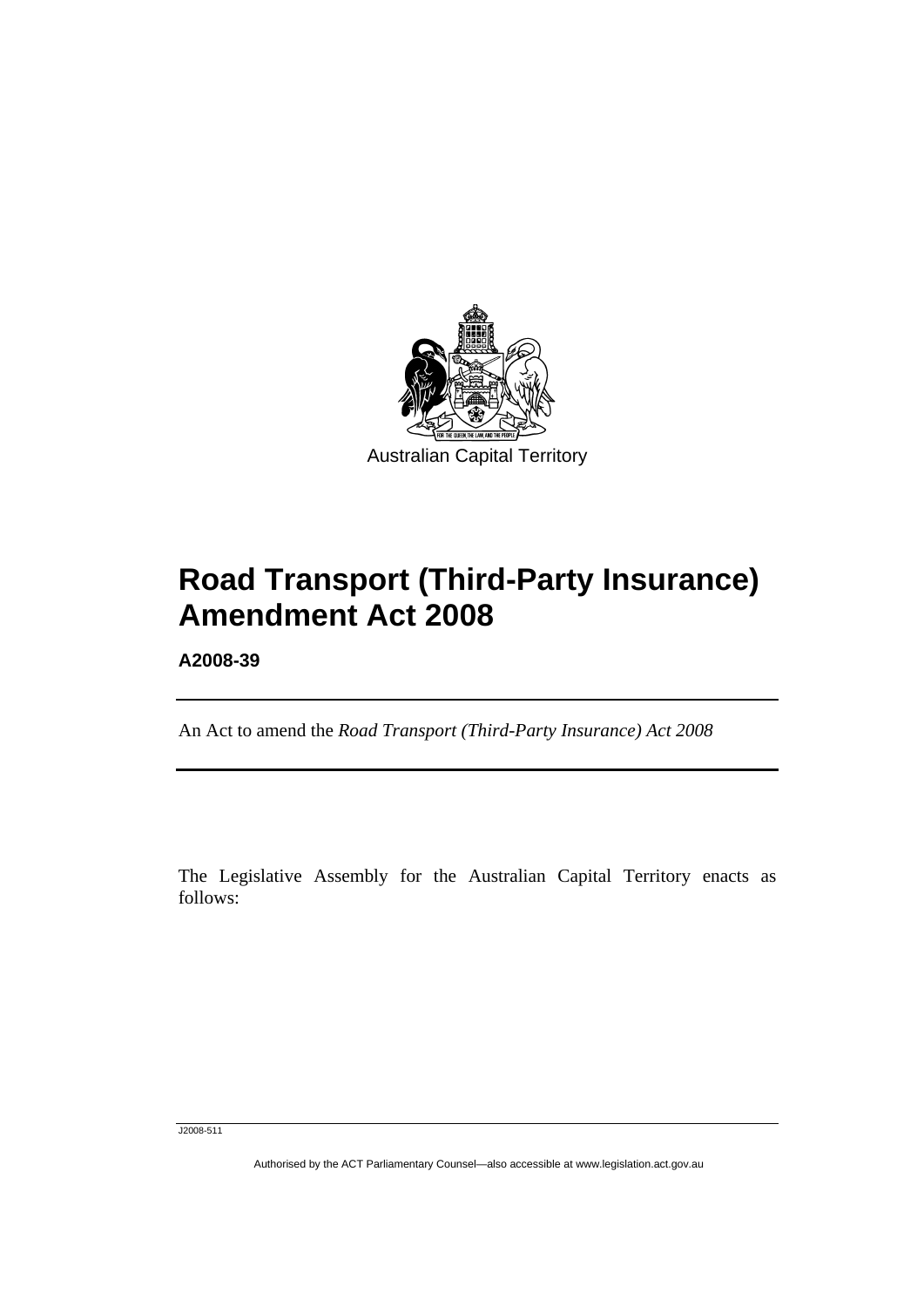Australian Capital Territory

# Road Transport (Third-Party Insurance) Amendment Act 2008

**A2008-39**

---

An Act to amend the *Road Transport (Third-Party Insurance) Act 2008*

---

The Legislative Assembly for the Australian Capital Territory enacts as follows:

J2008-511

Authorised by the ACT Parliamentary Counsel—also accessible at www.legislation.act.gov.au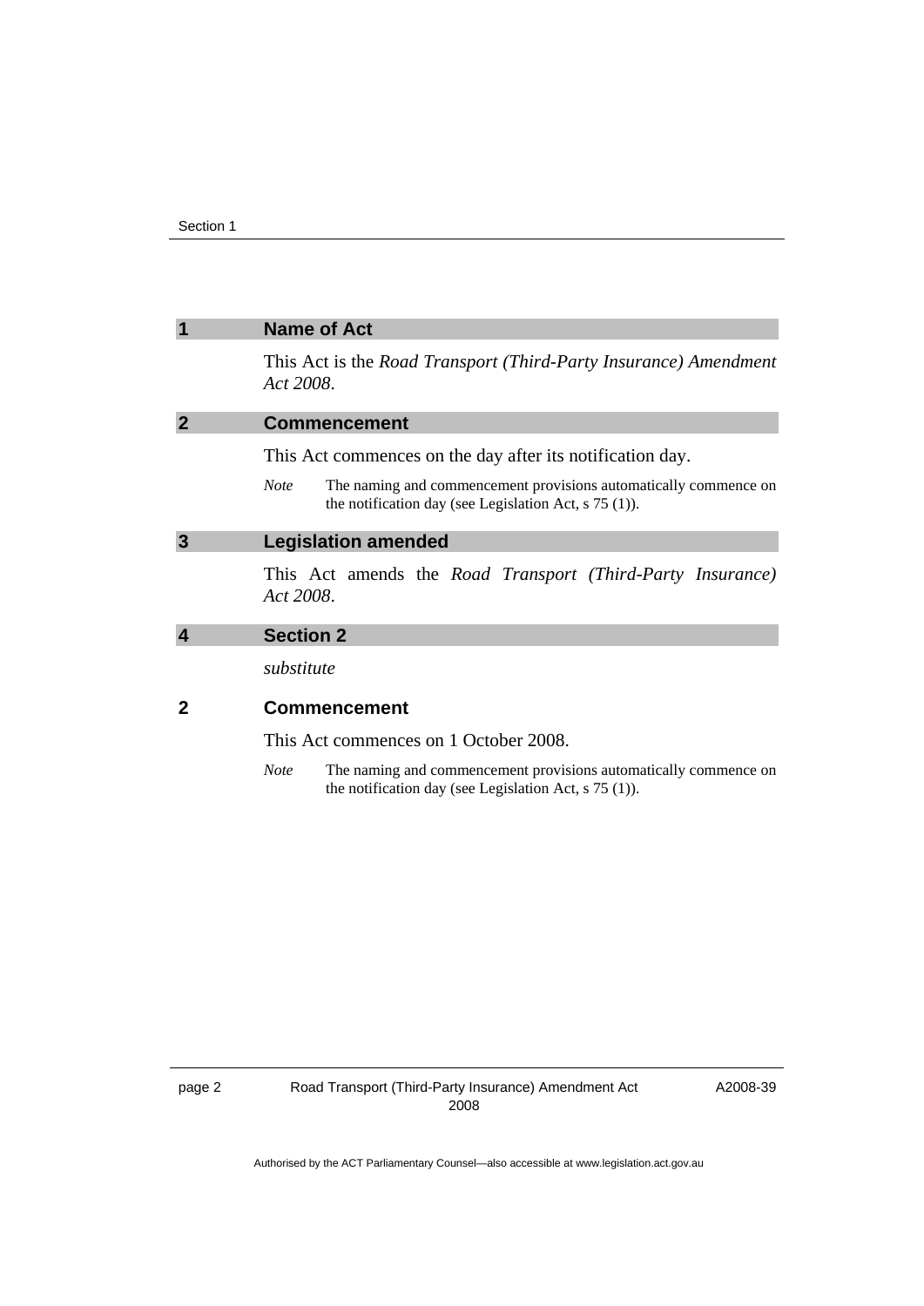## 1 Name of Act

This Act is the *Road Transport (Third-Party Insurance) Amendment Act 2008*.

## 2 Commencement

This Act commences on the day after its notification day.

*Note* The naming and commencement provisions automatically commence on the notification day (see Legislation Act, s 75 (1)).

## 3 Legislation amended

This Act amends the *Road Transport (Third-Party Insurance) Act 2008*.

## 4 Section 2

*substitute*

### 2 Commencement

This Act commences on 1 October 2008.

*Note* The naming and commencement provisions automatically commence on the notification day (see Legislation Act, s 75 (1)).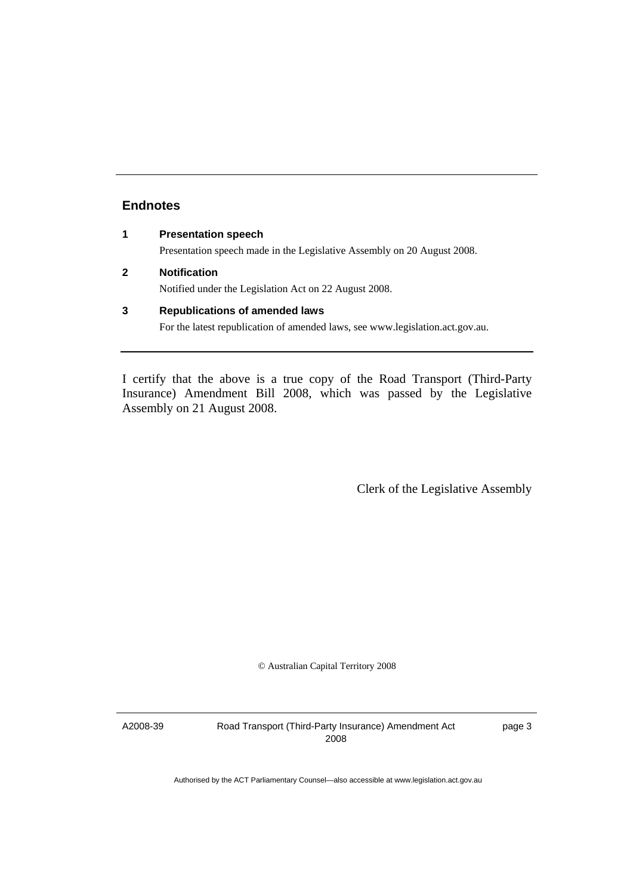## Endnotes

**1 Presentation speech**

Presentation speech made in the Legislative Assembly on 20 August 2008.

**2 Notification**

Notified under the Legislation Act on 22 August 2008.

**3 Republications of amended laws**

For the latest republication of amended laws, see www.legislation.act.gov.au.

---

I certify that the above is a true copy of the Road Transport (Third-Party Insurance) Amendment Bill 2008, which was passed by the Legislative Assembly on 21 August 2008.

Clerk of the Legislative Assembly

© Australian Capital Territory 2008